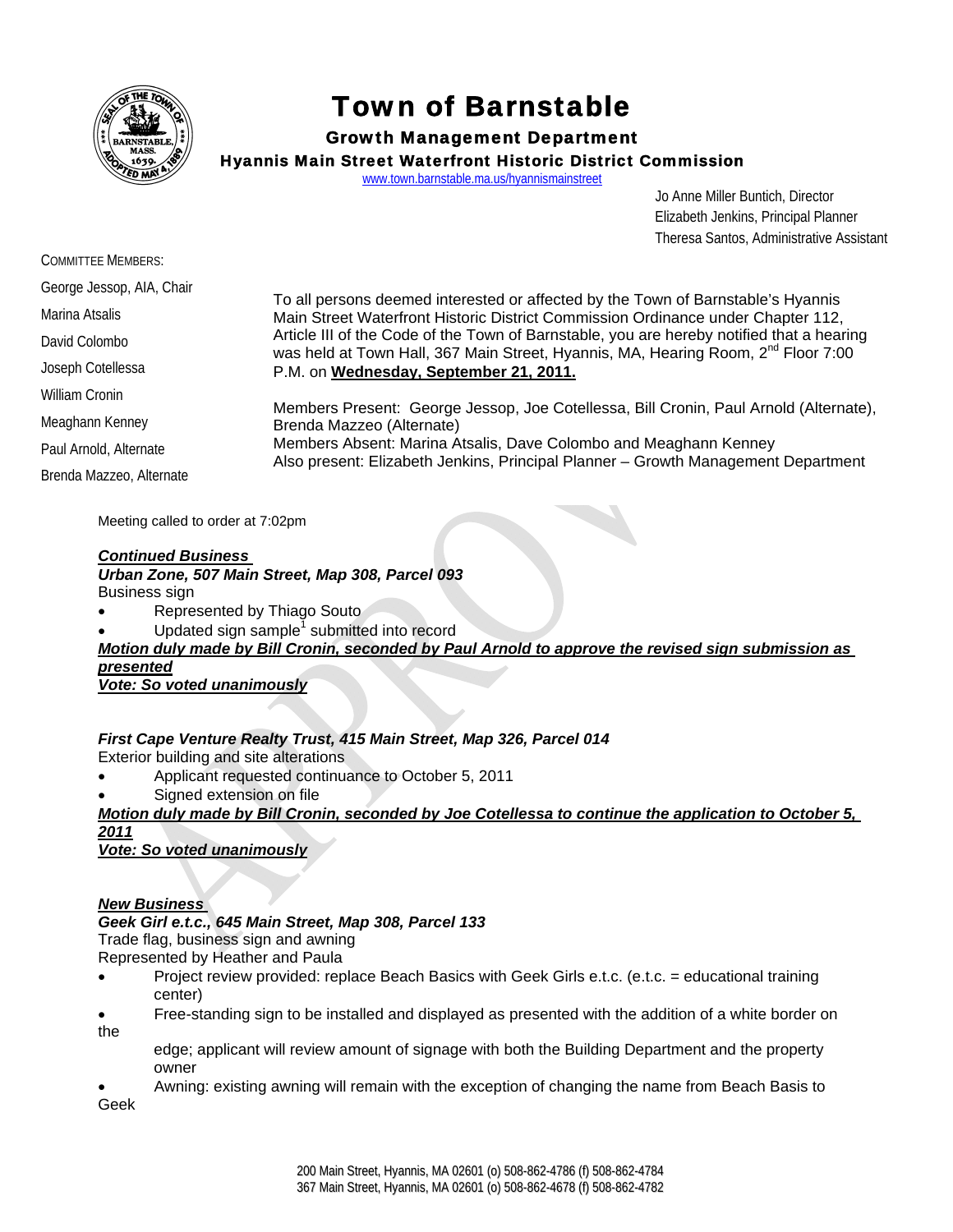# Town of Barnstable

## Growth Management Department

### Hyannis Main Street Waterfront Historic District Commission

www.town.barnstable.ma.us/hyannismainstreet

Jo Anne Miller Buntich, Director
Elizabeth Jenkins, Principal Planner
Theresa Santos, Administrative Assistant

COMMITTEE MEMBERS:

George Jessop, AIA, Chair
Marina Atsalis
David Colombo
Joseph Cotellessa
William Cronin
Meaghann Kenney
Paul Arnold, Alternate
Brenda Mazzeo, Alternate

To all persons deemed interested or affected by the Town of Barnstable's Hyannis Main Street Waterfront Historic District Commission Ordinance under Chapter 112, Article III of the Code of the Town of Barnstable, you are hereby notified that a hearing was held at Town Hall, 367 Main Street, Hyannis, MA, Hearing Room, 2nd Floor 7:00 P.M. on **Wednesday, September 21, 2011.**

Members Present: George Jessop, Joe Cotellessa, Bill Cronin, Paul Arnold (Alternate), Brenda Mazzeo (Alternate)
Members Absent: Marina Atsalis, Dave Colombo and Meaghann Kenney
Also present: Elizabeth Jenkins, Principal Planner – Growth Management Department

Meeting called to order at 7:02pm

***Continued Business***

***Urban Zone, 507 Main Street, Map 308, Parcel 093***
Business sign

- Represented by Thiago Souto
- Updated sign sample[1] submitted into record

***Motion duly made by Bill Cronin, seconded by Paul Arnold to approve the revised sign submission as presented***
***Vote: So voted unanimously***

***First Cape Venture Realty Trust, 415 Main Street, Map 326, Parcel 014***
Exterior building and site alterations

- Applicant requested continuance to October 5, 2011
- Signed extension on file

***Motion duly made by Bill Cronin, seconded by Joe Cotellessa to continue the application to October 5, 2011***
***Vote: So voted unanimously***

***New Business***

***Geek Girl e.t.c., 645 Main Street, Map 308, Parcel 133***
Trade flag, business sign and awning
Represented by Heather and Paula

- Project review provided: replace Beach Basics with Geek Girls e.t.c. (e.t.c. = educational training center)
- Free-standing sign to be installed and displayed as presented with the addition of a white border on the edge; applicant will review amount of signage with both the Building Department and the property owner
- Awning: existing awning will remain with the exception of changing the name from Beach Basis to Geek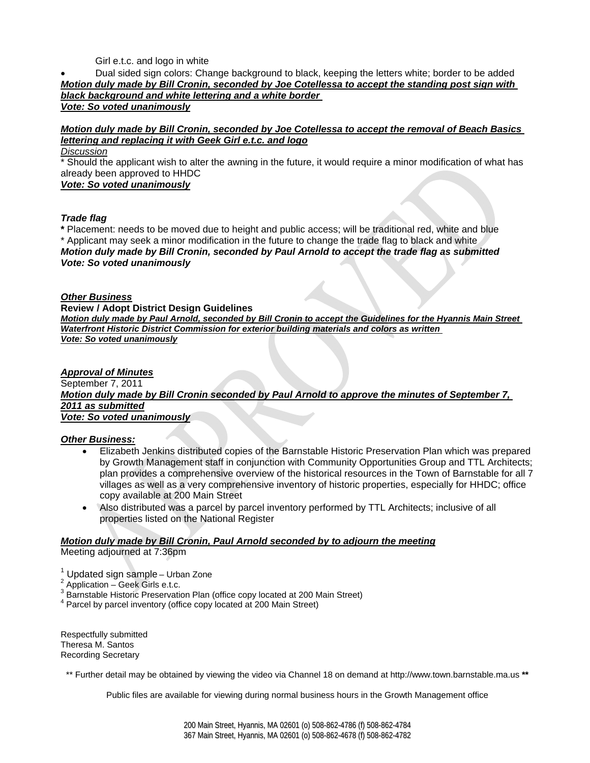Girl e.t.c. and logo in white

- Dual sided sign colors: Change background to black, keeping the letters white; border to be added

***Motion duly made by Bill Cronin, seconded by Joe Cotellessa to accept the standing post sign with black background and white lettering and a white border***
***Vote: So voted unanimously***

***Motion duly made by Bill Cronin, seconded by Joe Cotellessa to accept the removal of Beach Basics lettering and replacing it with Geek Girl e.t.c. and logo***
*Discussion*
* Should the applicant wish to alter the awning in the future, it would require a minor modification of what has already been approved to HHDC
***Vote: So voted unanimously***

***Trade flag***
**\*** Placement: needs to be moved due to height and public access; will be traditional red, white and blue
\* Applicant may seek a minor modification in the future to change the trade flag to black and white
***Motion duly made by Bill Cronin, seconded by Paul Arnold to accept the trade flag as submitted***
***Vote: So voted unanimously***

***Other Business***
**Review / Adopt District Design Guidelines**
***Motion duly made by Paul Arnold, seconded by Bill Cronin to accept the Guidelines for the Hyannis Main Street Waterfront Historic District Commission for exterior building materials and colors as written***
***Vote: So voted unanimously***

***Approval of Minutes***
September 7, 2011
***Motion duly made by Bill Cronin seconded by Paul Arnold to approve the minutes of September 7, 2011 as submitted***
***Vote: So voted unanimously***

***Other Business:***

- Elizabeth Jenkins distributed copies of the Barnstable Historic Preservation Plan which was prepared by Growth Management staff in conjunction with Community Opportunities Group and TTL Architects; plan provides a comprehensive overview of the historical resources in the Town of Barnstable for all 7 villages as well as a very comprehensive inventory of historic properties, especially for HHDC; office copy available at 200 Main Street
- Also distributed was a parcel by parcel inventory performed by TTL Architects; inclusive of all properties listed on the National Register

***Motion duly made by Bill Cronin, Paul Arnold seconded by to adjourn the meeting***
Meeting adjourned at 7:36pm

[1] Updated sign sample – Urban Zone
[2] Application – Geek Girls e.t.c.
[3] Barnstable Historic Preservation Plan (office copy located at 200 Main Street)
[4] Parcel by parcel inventory (office copy located at 200 Main Street)

Respectfully submitted
Theresa M. Santos
Recording Secretary

** Further detail may be obtained by viewing the video via Channel 18 on demand at http://www.town.barnstable.ma.us **

Public files are available for viewing during normal business hours in the Growth Management office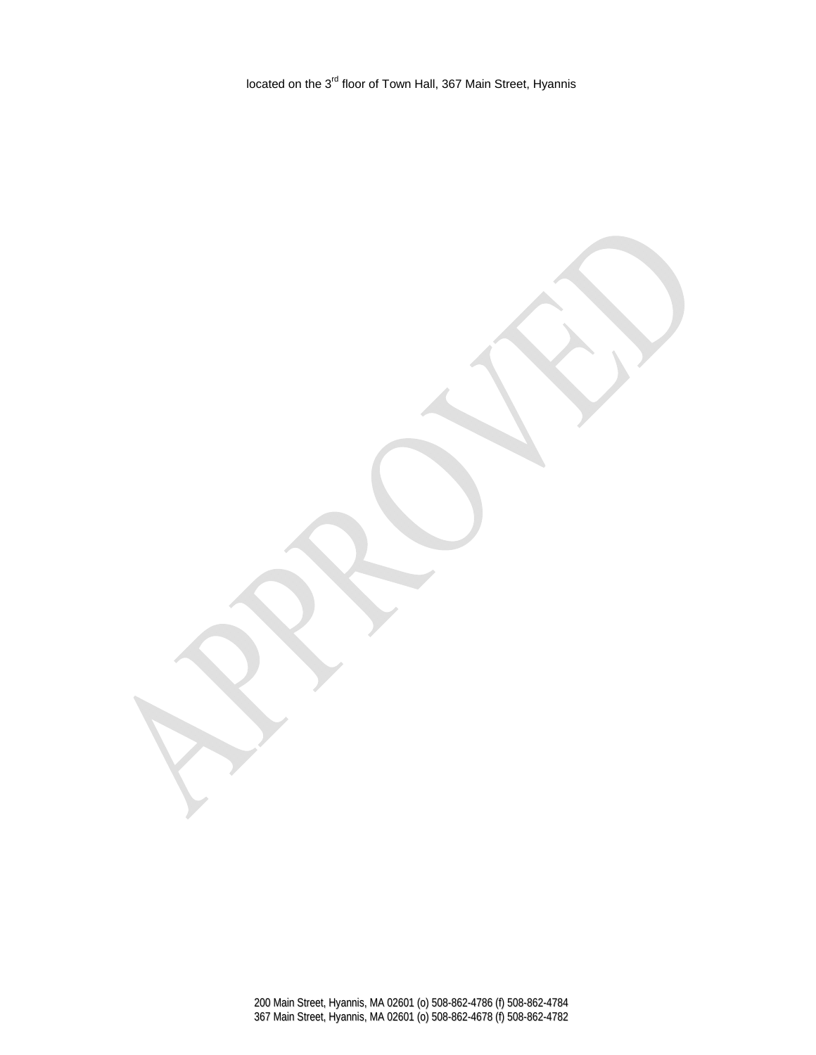located on the 3rd floor of Town Hall, 367 Main Street, Hyannis

APPROVED

200 Main Street, Hyannis, MA 02601 (o) 508-862-4786 (f) 508-862-4784
367 Main Street, Hyannis, MA 02601 (o) 508-862-4678 (f) 508-862-4782